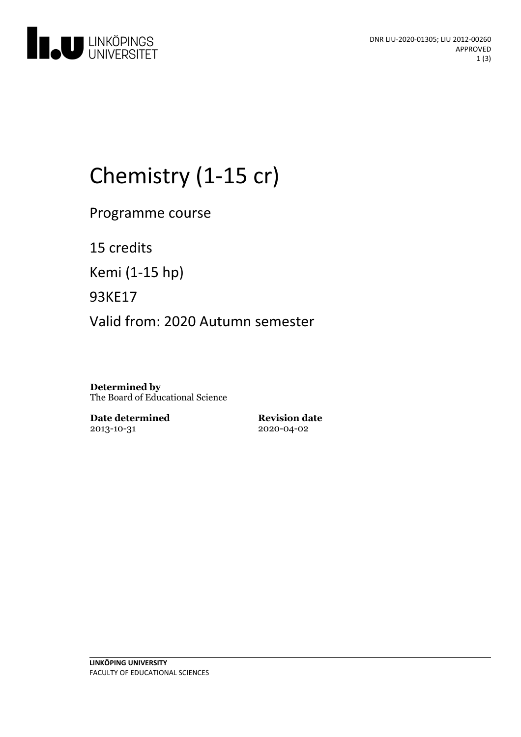DNR LIU-2020-01305; LIU 2012-00260
APPROVED

# Chemistry (1-15 cr)

Programme course

15 credits

Kemi (1-15 hp)

93KE17

Valid from: 2020 Autumn semester

**Determined by**
The Board of Educational Science

**Date determined**
2013-10-31

**Revision date**
2020-04-02

**LINKÖPING UNIVERSITY**
FACULTY OF EDUCATIONAL SCIENCES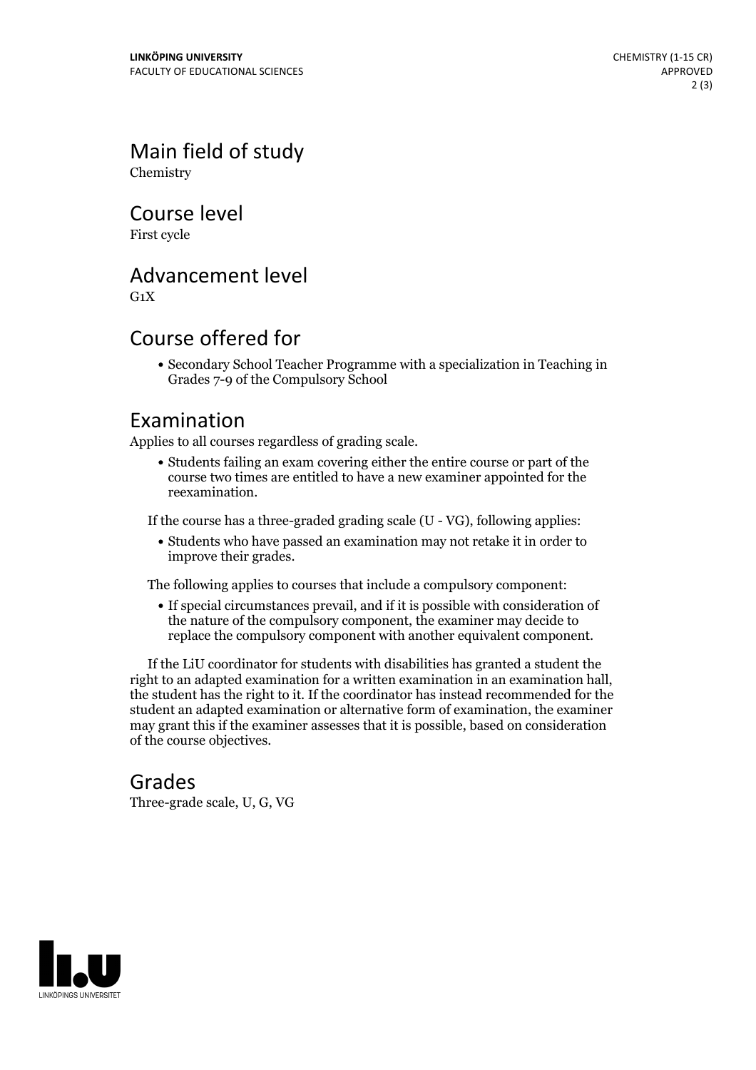## Main field of study

Chemistry

## Course level

First cycle

## Advancement level

G1X

## Course offered for

- Secondary School Teacher Programme with a specialization in Teaching in Grades 7-9 of the Compulsory School

## Examination

Applies to all courses regardless of grading scale.

- Students failing an exam covering either the entire course or part of the course two times are entitled to have a new examiner appointed for the reexamination.

If the course has a three-graded grading scale (U - VG), following applies:

- Students who have passed an examination may not retake it in order to improve their grades.

The following applies to courses that include a compulsory component:

- If special circumstances prevail, and if it is possible with consideration of the nature of the compulsory component, the examiner may decide to replace the compulsory component with another equivalent component.

If the LiU coordinator for students with disabilities has granted a student the right to an adapted examination for a written examination in an examination hall, the student has the right to it. If the coordinator has instead recommended for the student an adapted examination or alternative form of examination, the examiner may grant this if the examiner assesses that it is possible, based on consideration of the course objectives.

## Grades

Three-grade scale, U, G, VG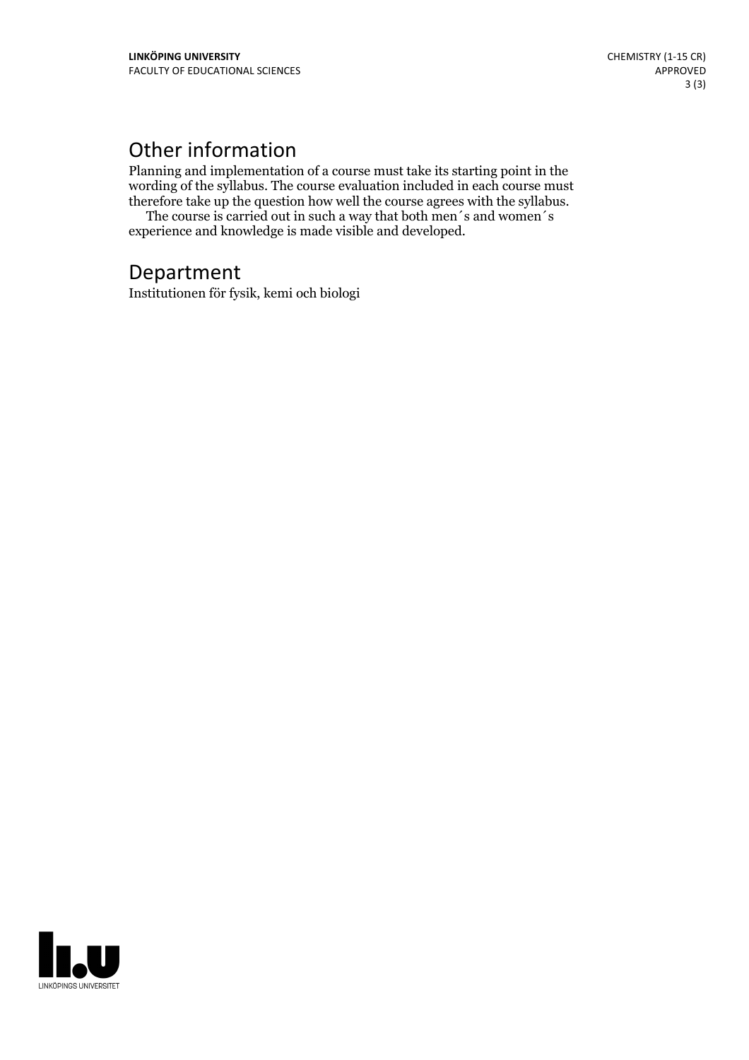## Other information

Planning and implementation of a course must take its starting point in the wording of the syllabus. The course evaluation included in each course must therefore take up the question how well the course agrees with the syllabus.

The course is carried out in such a way that both men´s and women´s experience and knowledge is made visible and developed.

## Department

Institutionen för fysik, kemi och biologi